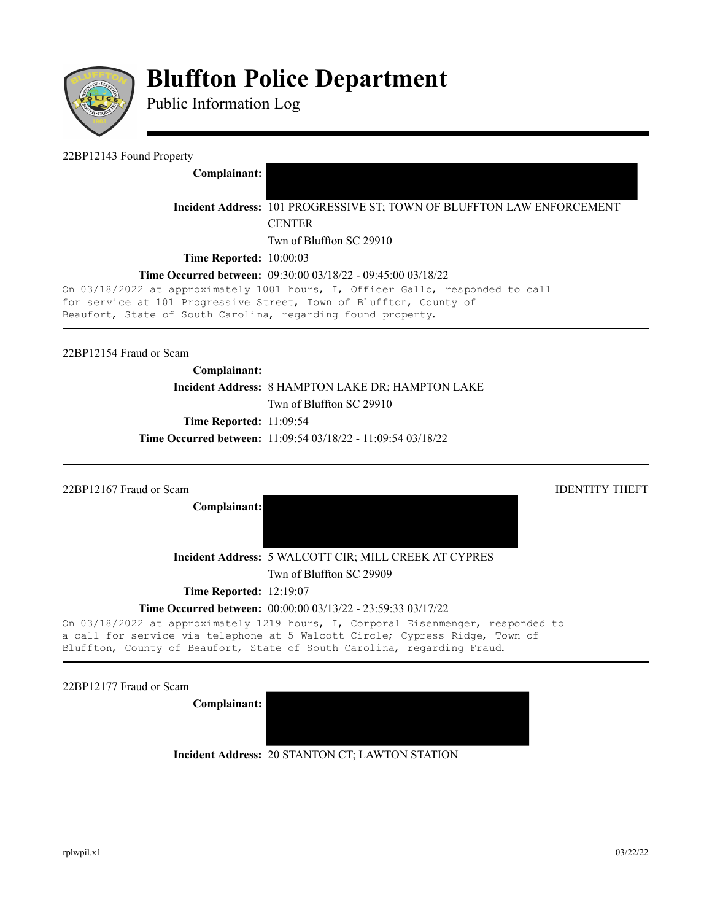# Bluffton Police Department

Public Information Log

---

22BP12143 Found Property

**Complainant:**

**Incident Address:** 101 PROGRESSIVE ST; TOWN OF BLUFFTON LAW ENFORCEMENT CENTER
Twn of Bluffton SC 29910

**Time Reported:** 10:00:03

**Time Occurred between:** 09:30:00 03/18/22 - 09:45:00 03/18/22

```
On 03/18/2022 at approximately 1001 hours, I, Officer Gallo, responded to call
for service at 101 Progressive Street, Town of Bluffton, County of
Beaufort, State of South Carolina, regarding found property.
```

---

22BP12154 Fraud or Scam

**Complainant:**

**Incident Address:** 8 HAMPTON LAKE DR; HAMPTON LAKE
Twn of Bluffton SC 29910

**Time Reported:** 11:09:54

**Time Occurred between:** 11:09:54 03/18/22 - 11:09:54 03/18/22

---

22BP12167 Fraud or Scam — IDENTITY THEFT

**Complainant:**

**Incident Address:** 5 WALCOTT CIR; MILL CREEK AT CYPRES
Twn of Bluffton SC 29909

**Time Reported:** 12:19:07

**Time Occurred between:** 00:00:00 03/13/22 - 23:59:33 03/17/22

```
On 03/18/2022 at approximately 1219 hours, I, Corporal Eisenmenger, responded to
a call for service via telephone at 5 Walcott Circle; Cypress Ridge, Town of
Bluffton, County of Beaufort, State of South Carolina, regarding Fraud.
```

---

22BP12177 Fraud or Scam

**Complainant:**

**Incident Address:** 20 STANTON CT; LAWTON STATION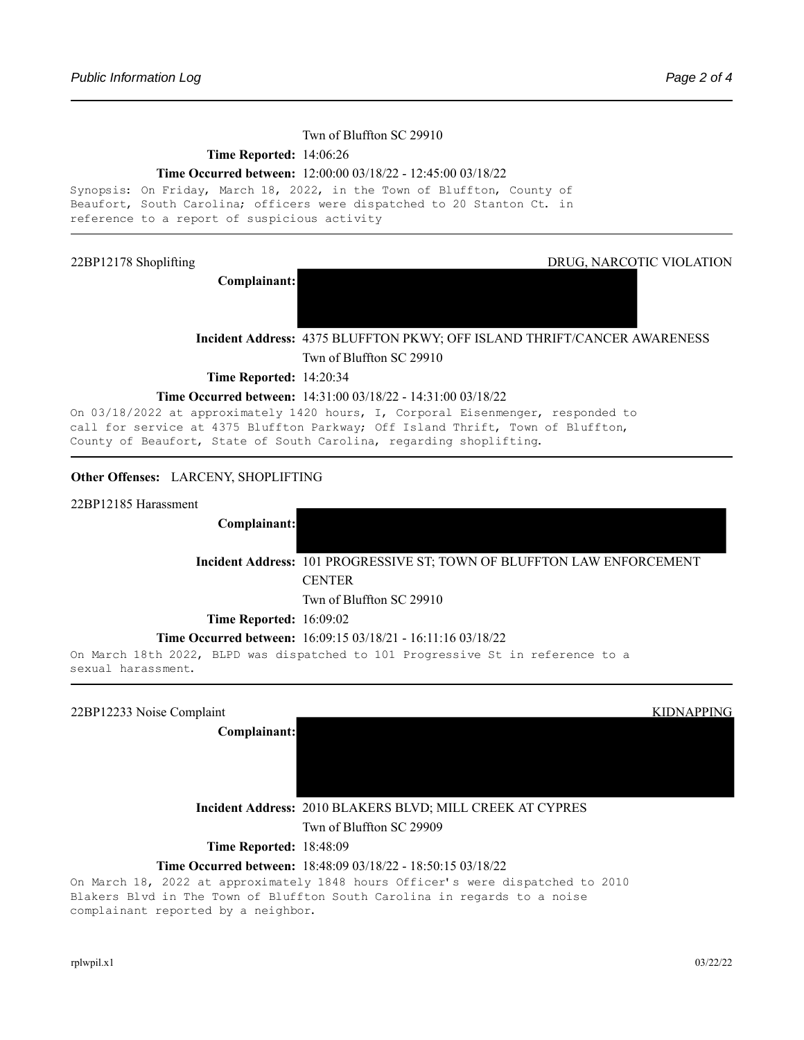Twn of Bluffton SC 29910

**Time Reported:** 14:06:26

**Time Occurred between:** 12:00:00 03/18/22 - 12:45:00 03/18/22

Synopsis: On Friday, March 18, 2022, in the Town of Bluffton, County of Beaufort, South Carolina; officers were dispatched to 20 Stanton Ct. in reference to a report of suspicious activity

---

22BP12178 Shoplifting — DRUG, NARCOTIC VIOLATION

**Complainant:**

**Incident Address:** 4375 BLUFFTON PKWY; OFF ISLAND THRIFT/CANCER AWARENESS
Twn of Bluffton SC 29910

**Time Reported:** 14:20:34

**Time Occurred between:** 14:31:00 03/18/22 - 14:31:00 03/18/22

On 03/18/2022 at approximately 1420 hours, I, Corporal Eisenmenger, responded to call for service at 4375 Bluffton Parkway; Off Island Thrift, Town of Bluffton, County of Beaufort, State of South Carolina, regarding shoplifting.

---

**Other Offenses:** LARCENY, SHOPLIFTING

22BP12185 Harassment

**Complainant:**

**Incident Address:** 101 PROGRESSIVE ST; TOWN OF BLUFFTON LAW ENFORCEMENT CENTER
Twn of Bluffton SC 29910

**Time Reported:** 16:09:02

**Time Occurred between:** 16:09:15 03/18/21 - 16:11:16 03/18/22

On March 18th 2022, BLPD was dispatched to 101 Progressive St in reference to a sexual harassment.

---

22BP12233 Noise Complaint — KIDNAPPING

**Complainant:**

**Incident Address:** 2010 BLAKERS BLVD; MILL CREEK AT CYPRES
Twn of Bluffton SC 29909

**Time Reported:** 18:48:09

**Time Occurred between:** 18:48:09 03/18/22 - 18:50:15 03/18/22

On March 18, 2022 at approximately 1848 hours Officer's were dispatched to 2010 Blakers Blvd in The Town of Bluffton South Carolina in regards to a noise complainant reported by a neighbor.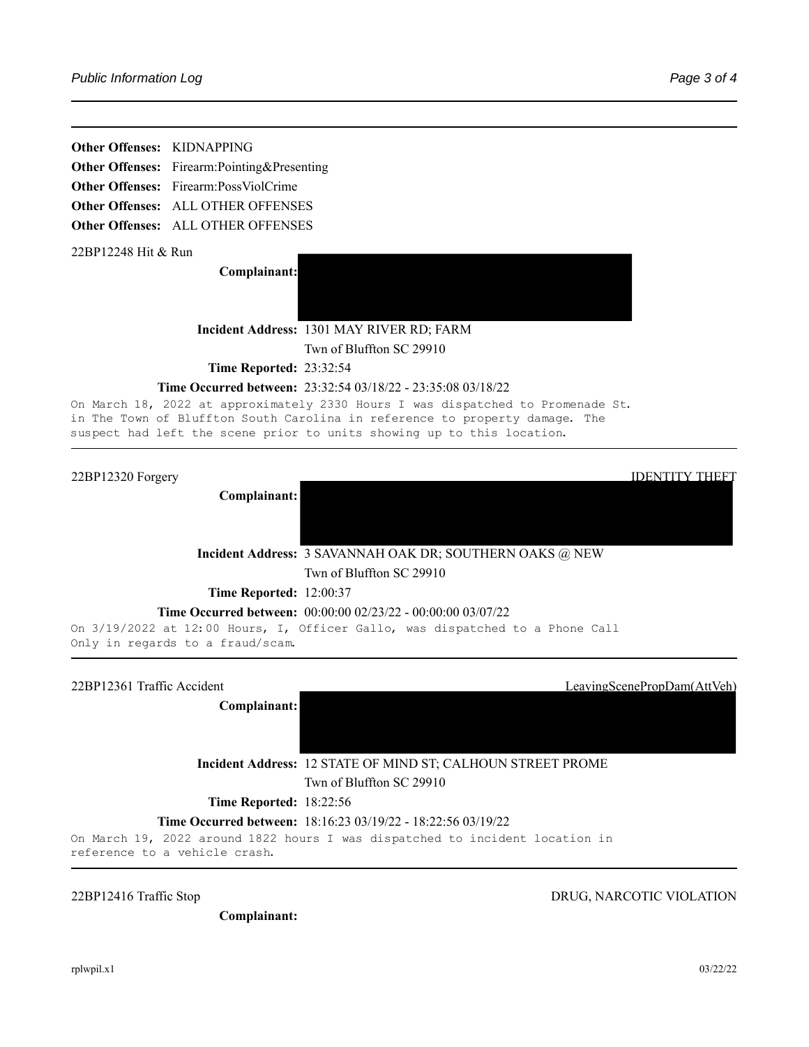**Other Offenses:** KIDNAPPING
**Other Offenses:** Firearm:Pointing&Presenting
**Other Offenses:** Firearm:PossViolCrime
**Other Offenses:** ALL OTHER OFFENSES
**Other Offenses:** ALL OTHER OFFENSES

---

22BP12248 Hit & Run

**Complainant:**

**Incident Address:** 1301 MAY RIVER RD; FARM
Twn of Bluffton SC 29910

**Time Reported:** 23:32:54

**Time Occurred between:** 23:32:54 03/18/22 - 23:35:08 03/18/22

On March 18, 2022 at approximately 2330 Hours I was dispatched to Promenade St. in The Town of Bluffton South Carolina in reference to property damage. The suspect had left the scene prior to units showing up to this location.

---

22BP12320 Forgery IDENTITY THEFT

**Complainant:**

**Incident Address:** 3 SAVANNAH OAK DR; SOUTHERN OAKS @ NEW
Twn of Bluffton SC 29910

**Time Reported:** 12:00:37

**Time Occurred between:** 00:00:00 02/23/22 - 00:00:00 03/07/22

On 3/19/2022 at 12:00 Hours, I, Officer Gallo, was dispatched to a Phone Call Only in regards to a fraud/scam.

---

22BP12361 Traffic Accident LeavingScenePropDam(AttVeh)

**Complainant:**

**Incident Address:** 12 STATE OF MIND ST; CALHOUN STREET PROME
Twn of Bluffton SC 29910

**Time Reported:** 18:22:56

**Time Occurred between:** 18:16:23 03/19/22 - 18:22:56 03/19/22

On March 19, 2022 around 1822 hours I was dispatched to incident location in reference to a vehicle crash.

---

22BP12416 Traffic Stop DRUG, NARCOTIC VIOLATION

**Complainant:**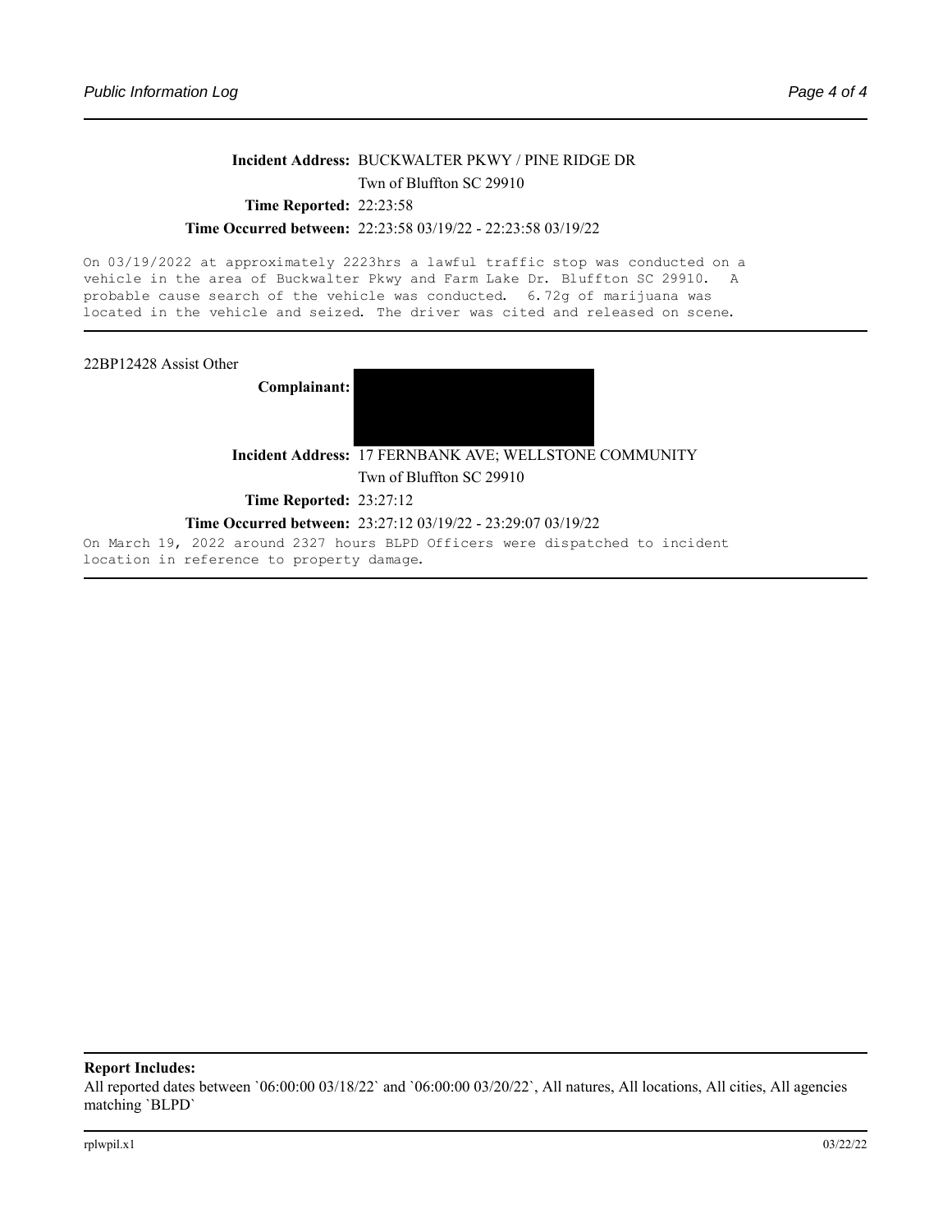**Incident Address:** BUCKWALTER PKWY / PINE RIDGE DR
Twn of Bluffton SC 29910

**Time Reported:** 22:23:58

**Time Occurred between:** 22:23:58 03/19/22 - 22:23:58 03/19/22

On 03/19/2022 at approximately 2223hrs a lawful traffic stop was conducted on a vehicle in the area of Buckwalter Pkwy and Farm Lake Dr. Bluffton SC 29910. A probable cause search of the vehicle was conducted. 6.72g of marijuana was located in the vehicle and seized. The driver was cited and released on scene.

---

22BP12428 Assist Other

**Complainant:** [REDACTED]

**Incident Address:** 17 FERNBANK AVE; WELLSTONE COMMUNITY
Twn of Bluffton SC 29910

**Time Reported:** 23:27:12

**Time Occurred between:** 23:27:12 03/19/22 - 23:29:07 03/19/22

On March 19, 2022 around 2327 hours BLPD Officers were dispatched to incident location in reference to property damage.

---

**Report Includes:**

All reported dates between `06:00:00 03/18/22` and `06:00:00 03/20/22`, All natures, All locations, All cities, All agencies matching `BLPD`

rplwpil.x1 03/22/22